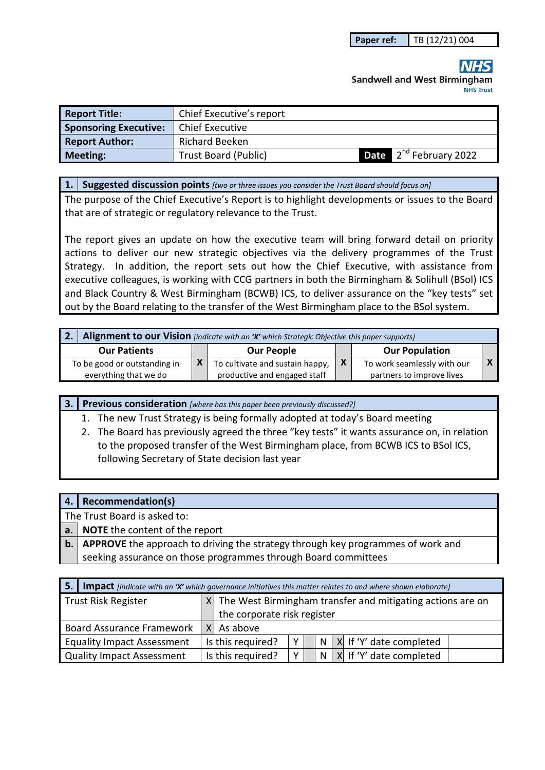| Paper ref: | TB (12/21) 004 |
|---|---|

**NHS**
Sandwell and West Birmingham
NHS Trust

| Report Title: | Chief Executive's report | | |
|---|---|---|---|
| Sponsoring Executive: | Chief Executive | | |
| Report Author: | Richard Beeken | | |
| Meeting: | Trust Board (Public) | Date | 2nd February 2022 |

## 1. Suggested discussion points *[two or three issues you consider the Trust Board should focus on]*

The purpose of the Chief Executive's Report is to highlight developments or issues to the Board that are of strategic or regulatory relevance to the Trust.

The report gives an update on how the executive team will bring forward detail on priority actions to deliver our new strategic objectives via the delivery programmes of the Trust Strategy. In addition, the report sets out how the Chief Executive, with assistance from executive colleagues, is working with CCG partners in both the Birmingham & Solihull (BSol) ICS and Black Country & West Birmingham (BCWB) ICS, to deliver assurance on the "key tests" set out by the Board relating to the transfer of the West Birmingham place to the BSol system.

## 2. Alignment to our Vision *[indicate with an 'X' which Strategic Objective this paper supports]*

| Our Patients | | Our People | | Our Population | |
|---|---|---|---|---|---|
| To be good or outstanding in everything that we do | X | To cultivate and sustain happy, productive and engaged staff | X | To work seamlessly with our partners to improve lives | X |

## 3. Previous consideration *[where has this paper been previously discussed?]*

1. The new Trust Strategy is being formally adopted at today's Board meeting
2. The Board has previously agreed the three "key tests" it wants assurance on, in relation to the proposed transfer of the West Birmingham place, from BCWB ICS to BSol ICS, following Secretary of State decision last year

## 4. Recommendation(s)

The Trust Board is asked to:

| | |
|---|---|
| a. | **NOTE** the content of the report |
| b. | **APPROVE** the approach to driving the strategy through key programmes of work and seeking assurance on those programmes through Board committees |

## 5. Impact *[indicate with an 'X' which governance initiatives this matter relates to and where shown elaborate]*

| | | | | | | | | |
|---|---|---|---|---|---|---|---|---|
| Trust Risk Register | X | The West Birmingham transfer and mitigating actions are on the corporate risk register | | | | | | |
| Board Assurance Framework | X | As above | | | | | | |
| Equality Impact Assessment | | Is this required? | Y | | N | X | If 'Y' date completed | |
| Quality Impact Assessment | | Is this required? | Y | | N | X | If 'Y' date completed | |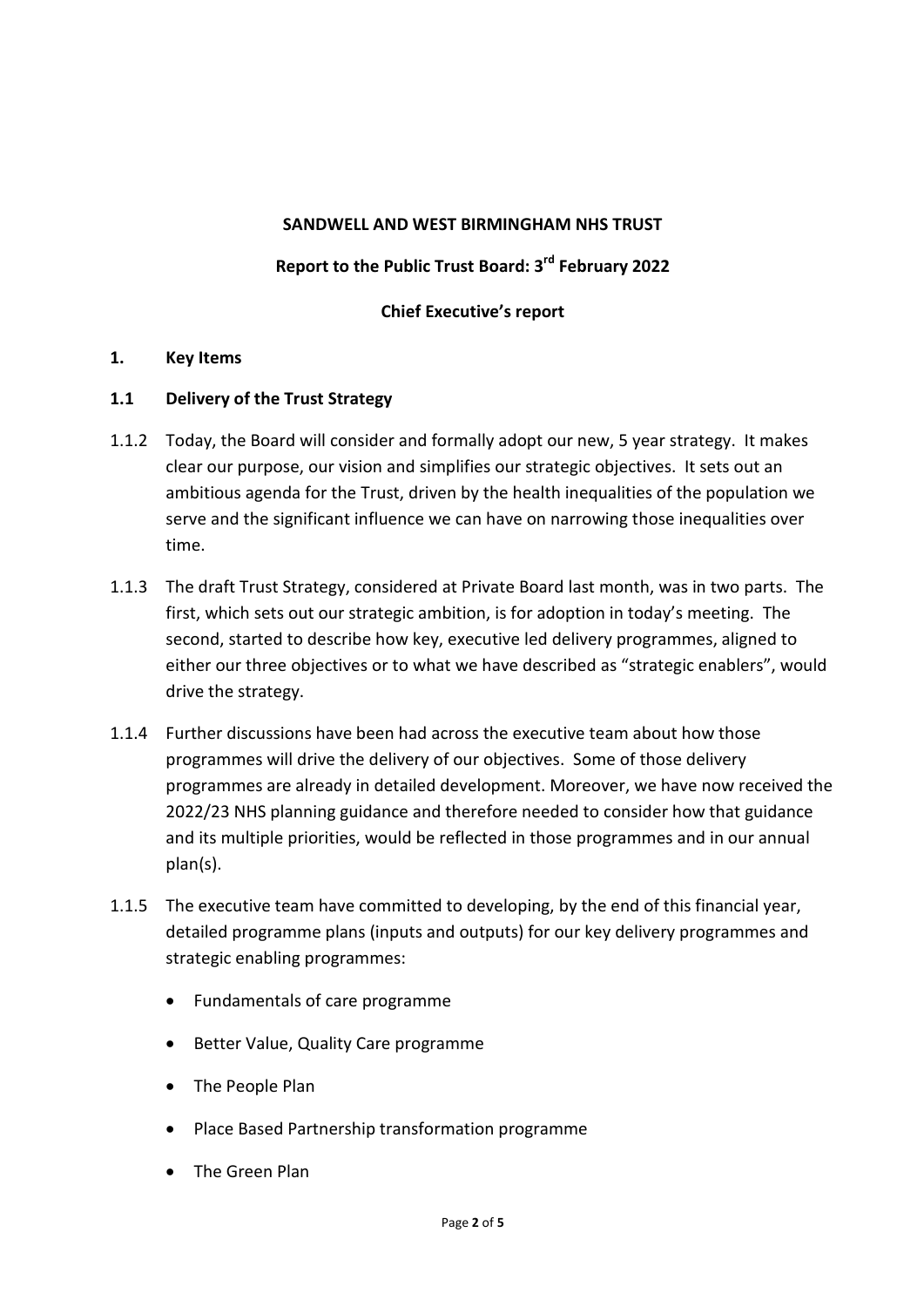**SANDWELL AND WEST BIRMINGHAM NHS TRUST**

**Report to the Public Trust Board: 3rd February 2022**

**Chief Executive's report**

## 1. Key Items

### 1.1 Delivery of the Trust Strategy

1.1.2 Today, the Board will consider and formally adopt our new, 5 year strategy. It makes clear our purpose, our vision and simplifies our strategic objectives. It sets out an ambitious agenda for the Trust, driven by the health inequalities of the population we serve and the significant influence we can have on narrowing those inequalities over time.

1.1.3 The draft Trust Strategy, considered at Private Board last month, was in two parts. The first, which sets out our strategic ambition, is for adoption in today's meeting. The second, started to describe how key, executive led delivery programmes, aligned to either our three objectives or to what we have described as "strategic enablers", would drive the strategy.

1.1.4 Further discussions have been had across the executive team about how those programmes will drive the delivery of our objectives. Some of those delivery programmes are already in detailed development. Moreover, we have now received the 2022/23 NHS planning guidance and therefore needed to consider how that guidance and its multiple priorities, would be reflected in those programmes and in our annual plan(s).

1.1.5 The executive team have committed to developing, by the end of this financial year, detailed programme plans (inputs and outputs) for our key delivery programmes and strategic enabling programmes:

- Fundamentals of care programme
- Better Value, Quality Care programme
- The People Plan
- Place Based Partnership transformation programme
- The Green Plan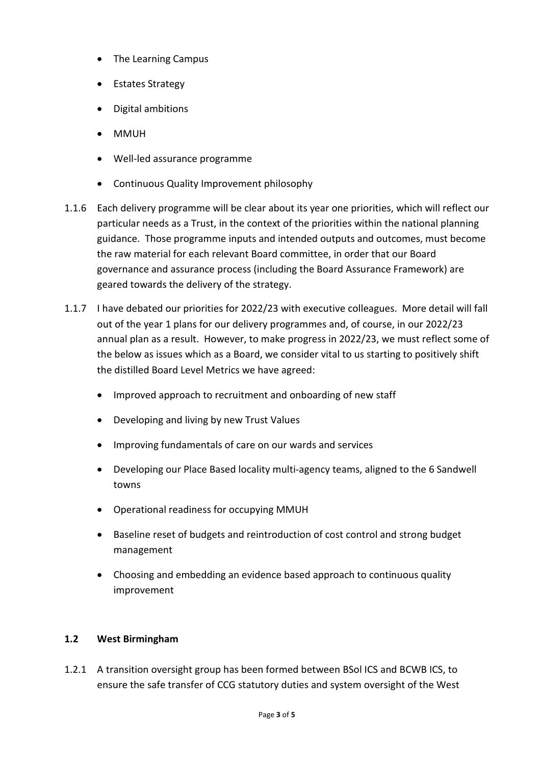- The Learning Campus
- Estates Strategy
- Digital ambitions
- MMUH
- Well-led assurance programme
- Continuous Quality Improvement philosophy

1.1.6 Each delivery programme will be clear about its year one priorities, which will reflect our particular needs as a Trust, in the context of the priorities within the national planning guidance. Those programme inputs and intended outputs and outcomes, must become the raw material for each relevant Board committee, in order that our Board governance and assurance process (including the Board Assurance Framework) are geared towards the delivery of the strategy.

1.1.7 I have debated our priorities for 2022/23 with executive colleagues. More detail will fall out of the year 1 plans for our delivery programmes and, of course, in our 2022/23 annual plan as a result. However, to make progress in 2022/23, we must reflect some of the below as issues which as a Board, we consider vital to us starting to positively shift the distilled Board Level Metrics we have agreed:

- Improved approach to recruitment and onboarding of new staff
- Developing and living by new Trust Values
- Improving fundamentals of care on our wards and services
- Developing our Place Based locality multi-agency teams, aligned to the 6 Sandwell towns
- Operational readiness for occupying MMUH
- Baseline reset of budgets and reintroduction of cost control and strong budget management
- Choosing and embedding an evidence based approach to continuous quality improvement

### 1.2 West Birmingham

1.2.1 A transition oversight group has been formed between BSol ICS and BCWB ICS, to ensure the safe transfer of CCG statutory duties and system oversight of the West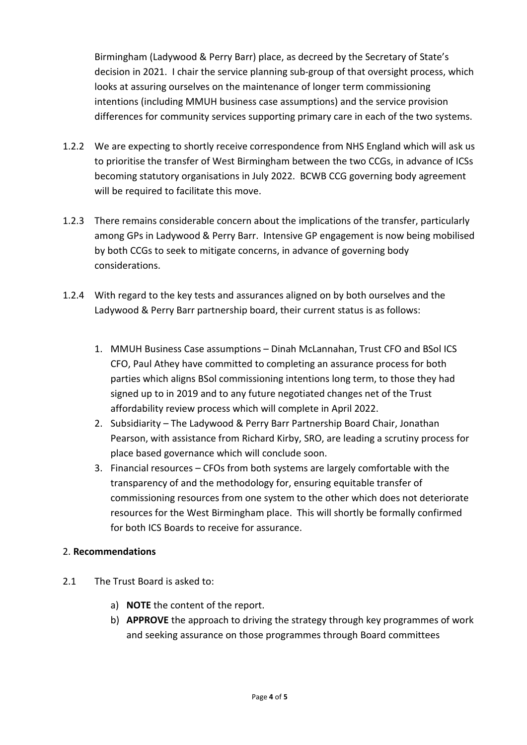Birmingham (Ladywood & Perry Barr) place, as decreed by the Secretary of State's decision in 2021. I chair the service planning sub-group of that oversight process, which looks at assuring ourselves on the maintenance of longer term commissioning intentions (including MMUH business case assumptions) and the service provision differences for community services supporting primary care in each of the two systems.

1.2.2 We are expecting to shortly receive correspondence from NHS England which will ask us to prioritise the transfer of West Birmingham between the two CCGs, in advance of ICSs becoming statutory organisations in July 2022. BCWB CCG governing body agreement will be required to facilitate this move.

1.2.3 There remains considerable concern about the implications of the transfer, particularly among GPs in Ladywood & Perry Barr. Intensive GP engagement is now being mobilised by both CCGs to seek to mitigate concerns, in advance of governing body considerations.

1.2.4 With regard to the key tests and assurances aligned on by both ourselves and the Ladywood & Perry Barr partnership board, their current status is as follows:

1. MMUH Business Case assumptions – Dinah McLannahan, Trust CFO and BSol ICS CFO, Paul Athey have committed to completing an assurance process for both parties which aligns BSol commissioning intentions long term, to those they had signed up to in 2019 and to any future negotiated changes net of the Trust affordability review process which will complete in April 2022.
2. Subsidiarity – The Ladywood & Perry Barr Partnership Board Chair, Jonathan Pearson, with assistance from Richard Kirby, SRO, are leading a scrutiny process for place based governance which will conclude soon.
3. Financial resources – CFOs from both systems are largely comfortable with the transparency of and the methodology for, ensuring equitable transfer of commissioning resources from one system to the other which does not deteriorate resources for the West Birmingham place. This will shortly be formally confirmed for both ICS Boards to receive for assurance.

## 2. **Recommendations**

2.1 The Trust Board is asked to:

a) **NOTE** the content of the report.
b) **APPROVE** the approach to driving the strategy through key programmes of work and seeking assurance on those programmes through Board committees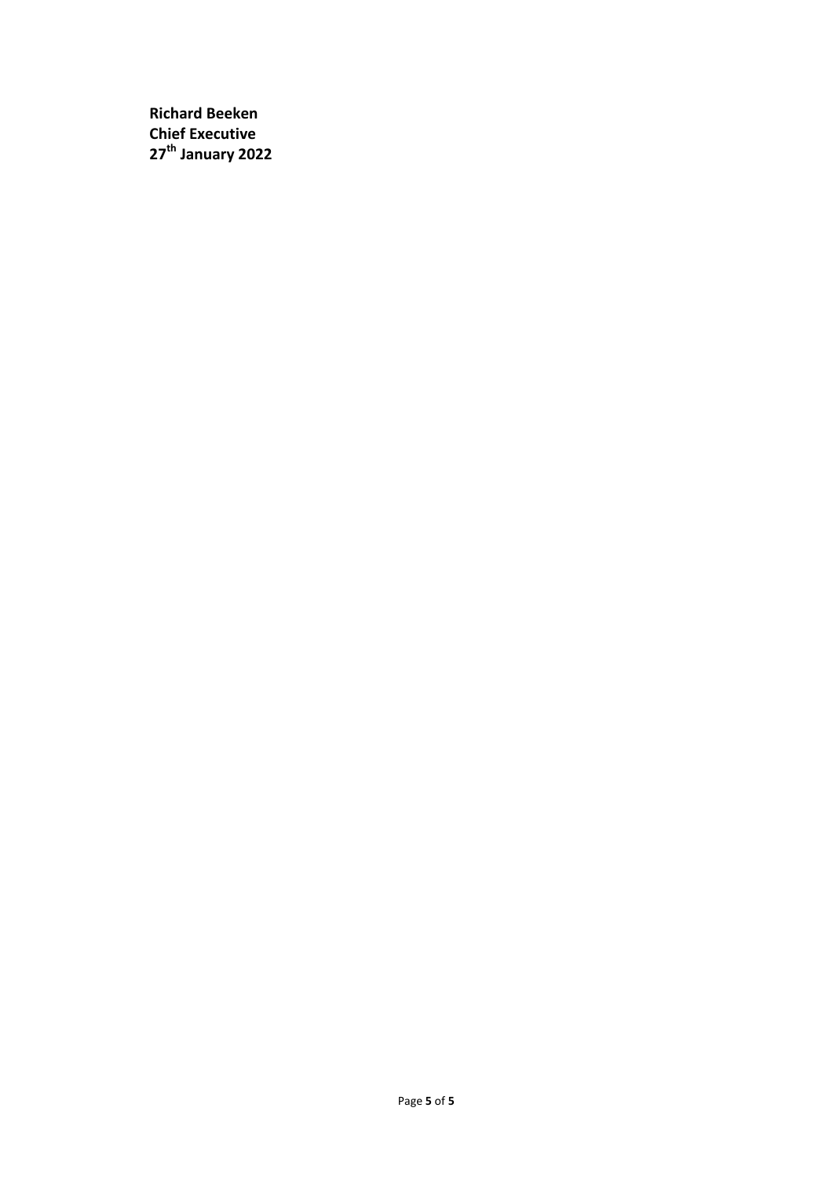**Richard Beeken**
**Chief Executive**
**27th January 2022**